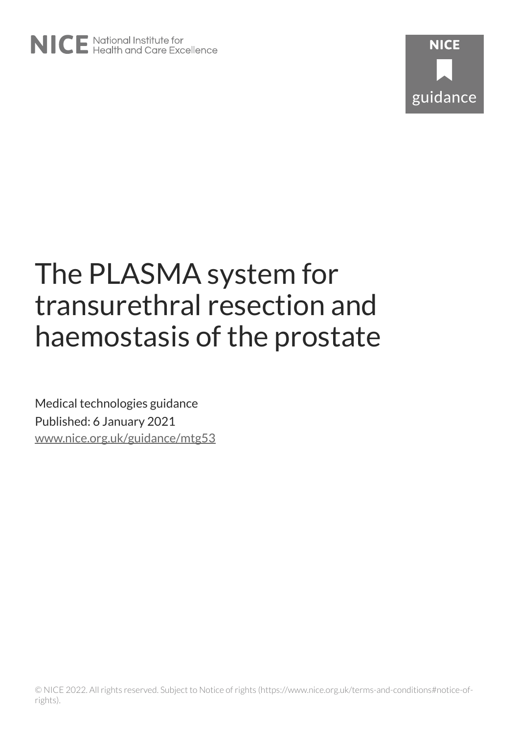# The PLASMA system for transurethral resection and haemostasis of the prostate

Medical technologies guidance

Published: 6 January 2021

www.nice.org.uk/guidance/mtg53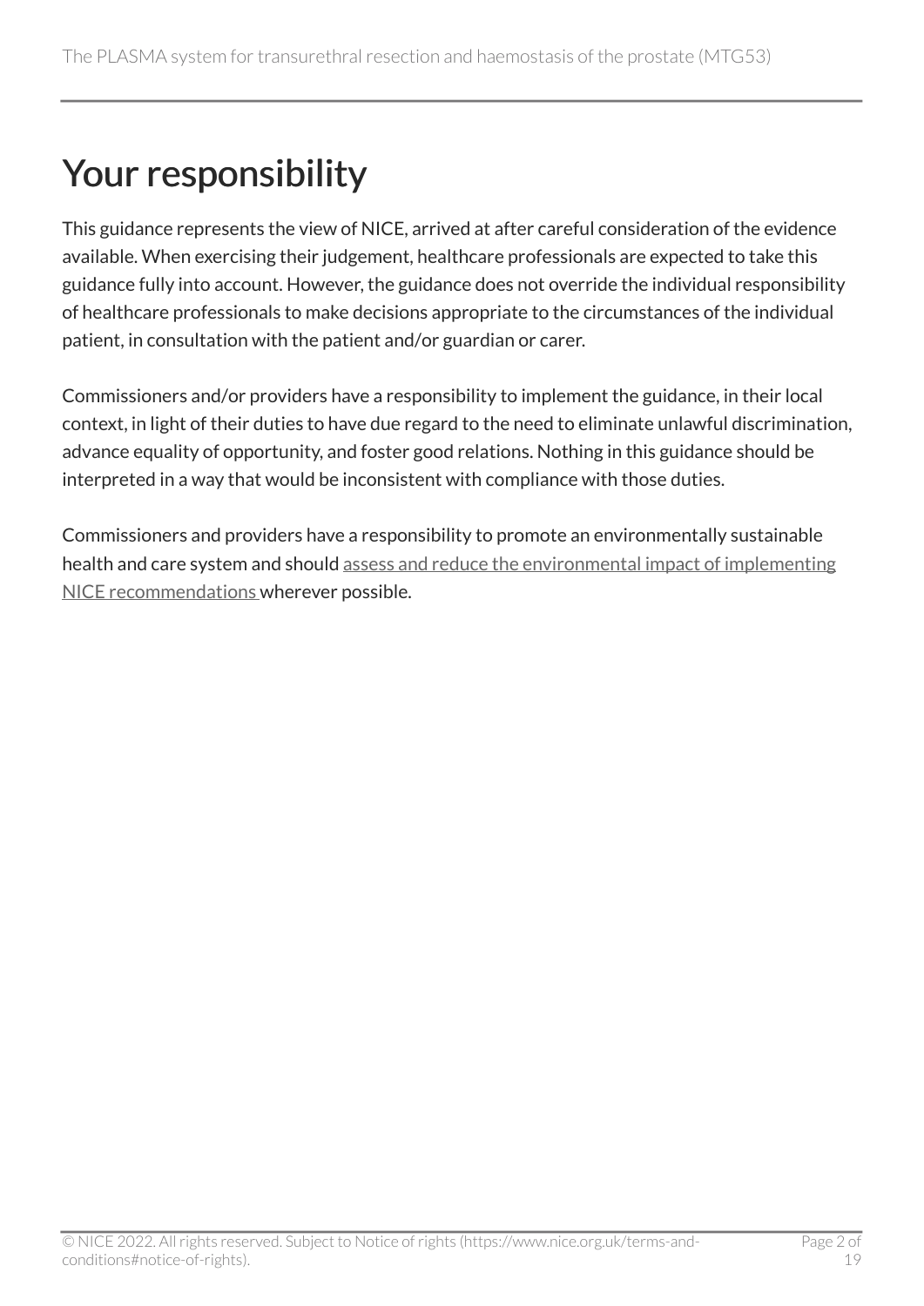# Your responsibility

This guidance represents the view of NICE, arrived at after careful consideration of the evidence available. When exercising their judgement, healthcare professionals are expected to take this guidance fully into account. However, the guidance does not override the individual responsibility of healthcare professionals to make decisions appropriate to the circumstances of the individual patient, in consultation with the patient and/or guardian or carer.

Commissioners and/or providers have a responsibility to implement the guidance, in their local context, in light of their duties to have due regard to the need to eliminate unlawful discrimination, advance equality of opportunity, and foster good relations. Nothing in this guidance should be interpreted in a way that would be inconsistent with compliance with those duties.

Commissioners and providers have a responsibility to promote an environmentally sustainable health and care system and should assess and reduce the environmental impact of implementing NICE recommendations wherever possible.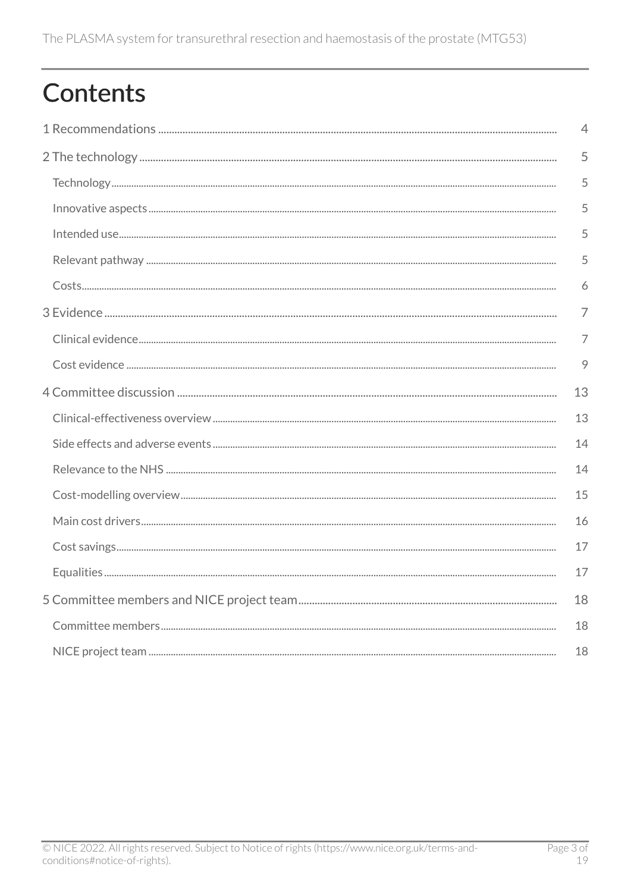# Contents

1 Recommendations ...... 4

2 The technology ...... 5

- Technology ...... 5
- Innovative aspects ...... 5
- Intended use ...... 5
- Relevant pathway ...... 5
- Costs ...... 6

3 Evidence ...... 7

- Clinical evidence ...... 7
- Cost evidence ...... 9

4 Committee discussion ...... 13

- Clinical-effectiveness overview ...... 13
- Side effects and adverse events ...... 14
- Relevance to the NHS ...... 14
- Cost-modelling overview ...... 15
- Main cost drivers ...... 16
- Cost savings ...... 17
- Equalities ...... 17

5 Committee members and NICE project team ...... 18

- Committee members ...... 18
- NICE project team ...... 18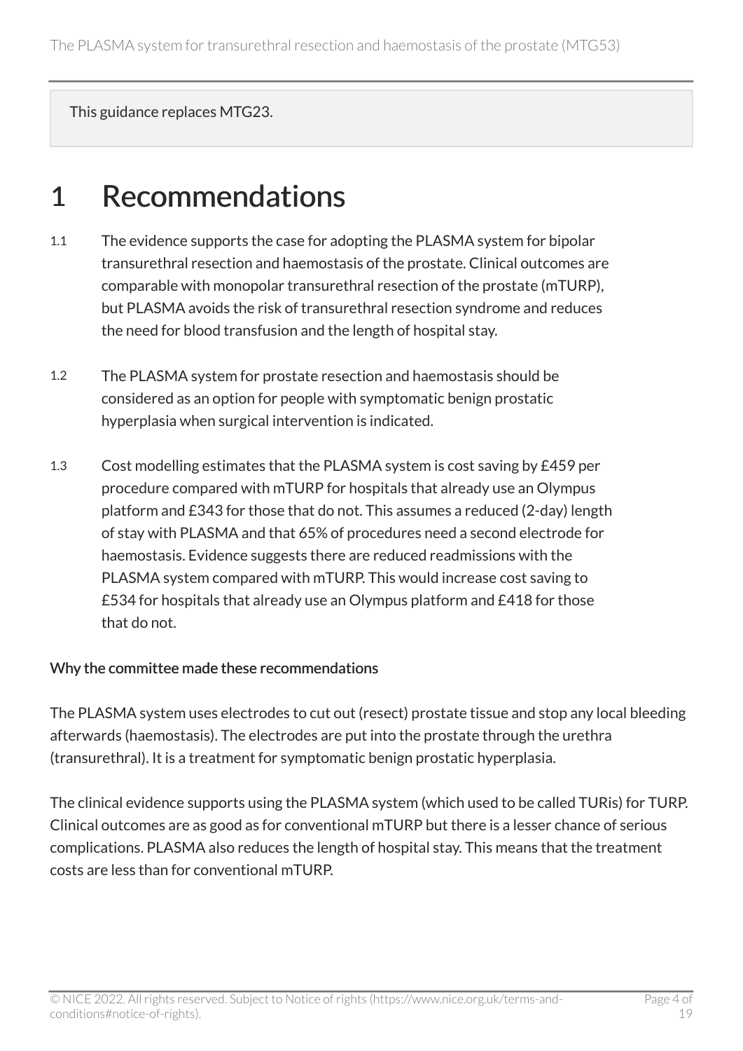This guidance replaces MTG23.

# 1 Recommendations

1.1 The evidence supports the case for adopting the PLASMA system for bipolar transurethral resection and haemostasis of the prostate. Clinical outcomes are comparable with monopolar transurethral resection of the prostate (mTURP), but PLASMA avoids the risk of transurethral resection syndrome and reduces the need for blood transfusion and the length of hospital stay.

1.2 The PLASMA system for prostate resection and haemostasis should be considered as an option for people with symptomatic benign prostatic hyperplasia when surgical intervention is indicated.

1.3 Cost modelling estimates that the PLASMA system is cost saving by £459 per procedure compared with mTURP for hospitals that already use an Olympus platform and £343 for those that do not. This assumes a reduced (2-day) length of stay with PLASMA and that 65% of procedures need a second electrode for haemostasis. Evidence suggests there are reduced readmissions with the PLASMA system compared with mTURP. This would increase cost saving to £534 for hospitals that already use an Olympus platform and £418 for those that do not.

### Why the committee made these recommendations

The PLASMA system uses electrodes to cut out (resect) prostate tissue and stop any local bleeding afterwards (haemostasis). The electrodes are put into the prostate through the urethra (transurethral). It is a treatment for symptomatic benign prostatic hyperplasia.

The clinical evidence supports using the PLASMA system (which used to be called TURis) for TURP. Clinical outcomes are as good as for conventional mTURP but there is a lesser chance of serious complications. PLASMA also reduces the length of hospital stay. This means that the treatment costs are less than for conventional mTURP.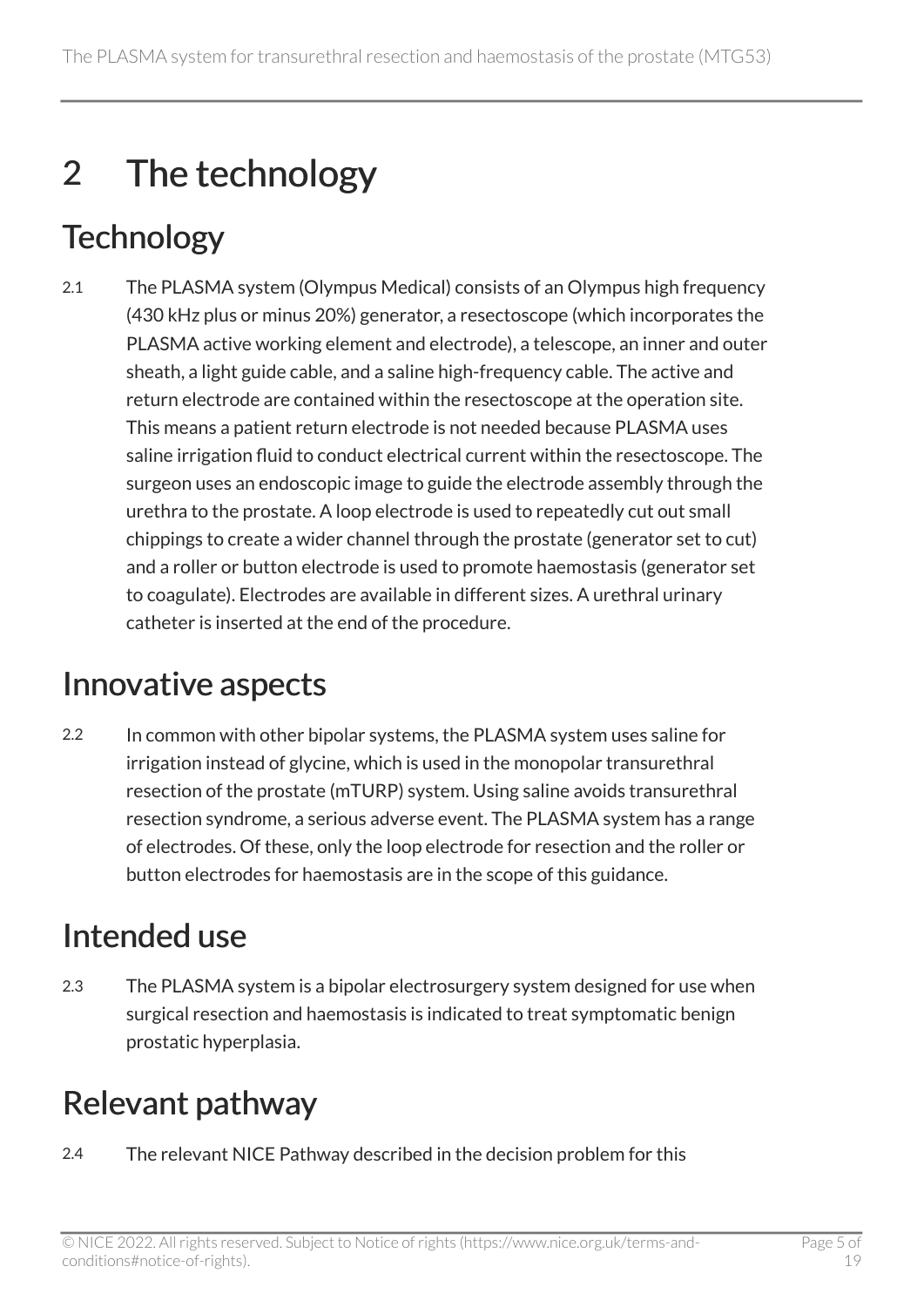# 2 The technology

## Technology

2.1 The PLASMA system (Olympus Medical) consists of an Olympus high frequency (430 kHz plus or minus 20%) generator, a resectoscope (which incorporates the PLASMA active working element and electrode), a telescope, an inner and outer sheath, a light guide cable, and a saline high-frequency cable. The active and return electrode are contained within the resectoscope at the operation site. This means a patient return electrode is not needed because PLASMA uses saline irrigation fluid to conduct electrical current within the resectoscope. The surgeon uses an endoscopic image to guide the electrode assembly through the urethra to the prostate. A loop electrode is used to repeatedly cut out small chippings to create a wider channel through the prostate (generator set to cut) and a roller or button electrode is used to promote haemostasis (generator set to coagulate). Electrodes are available in different sizes. A urethral urinary catheter is inserted at the end of the procedure.

## Innovative aspects

2.2 In common with other bipolar systems, the PLASMA system uses saline for irrigation instead of glycine, which is used in the monopolar transurethral resection of the prostate (mTURP) system. Using saline avoids transurethral resection syndrome, a serious adverse event. The PLASMA system has a range of electrodes. Of these, only the loop electrode for resection and the roller or button electrodes for haemostasis are in the scope of this guidance.

## Intended use

2.3 The PLASMA system is a bipolar electrosurgery system designed for use when surgical resection and haemostasis is indicated to treat symptomatic benign prostatic hyperplasia.

## Relevant pathway

2.4 The relevant NICE Pathway described in the decision problem for this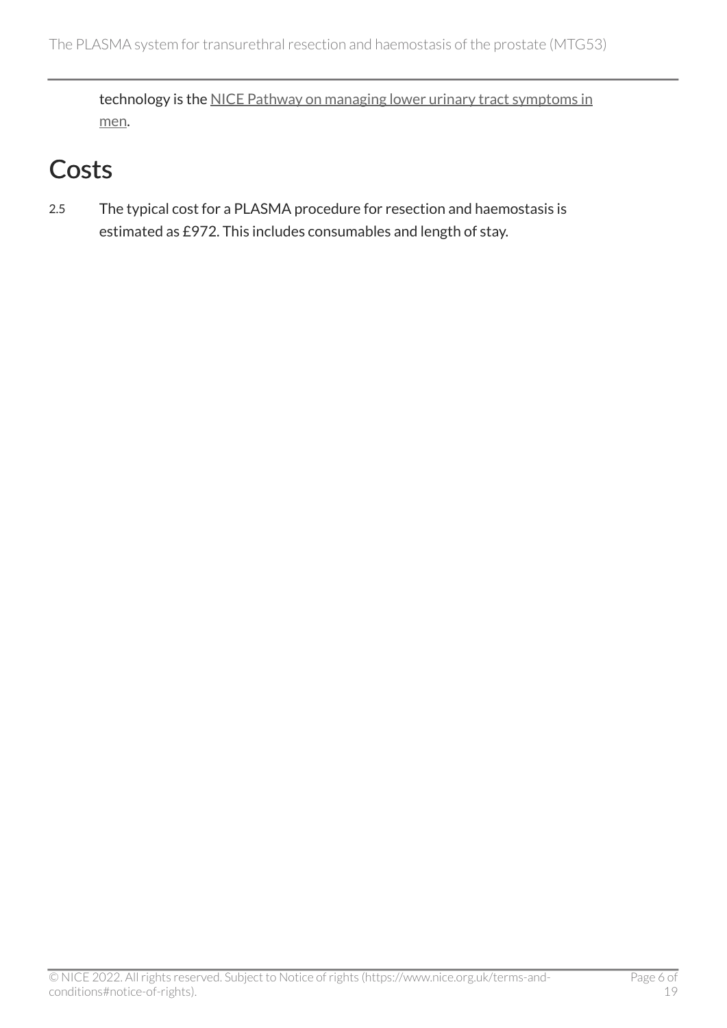technology is the NICE Pathway on managing lower urinary tract symptoms in men.

## Costs

2.5 The typical cost for a PLASMA procedure for resection and haemostasis is estimated as £972. This includes consumables and length of stay.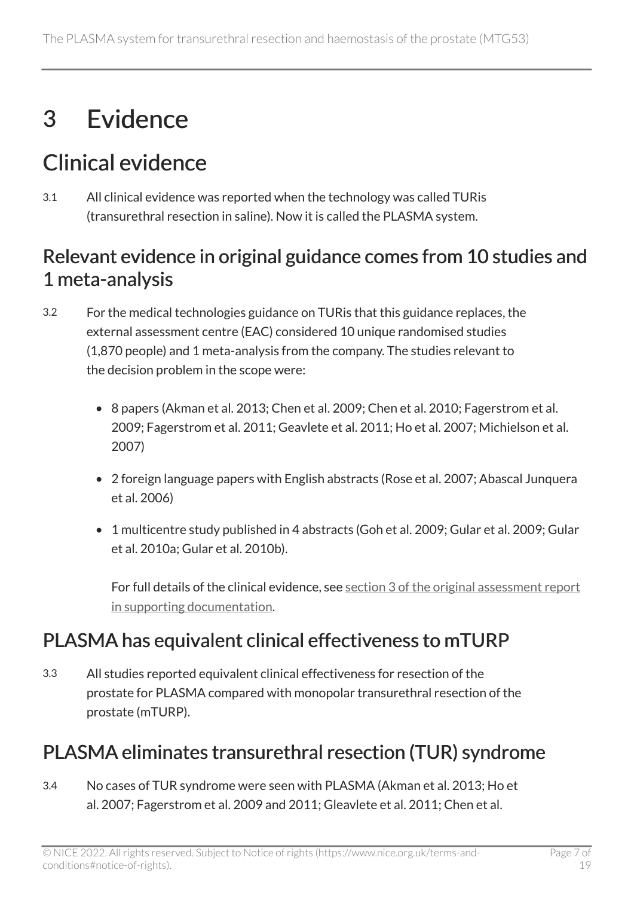# 3 Evidence

## Clinical evidence

3.1 All clinical evidence was reported when the technology was called TURis (transurethral resection in saline). Now it is called the PLASMA system.

### Relevant evidence in original guidance comes from 10 studies and 1 meta-analysis

3.2 For the medical technologies guidance on TURis that this guidance replaces, the external assessment centre (EAC) considered 10 unique randomised studies (1,870 people) and 1 meta-analysis from the company. The studies relevant to the decision problem in the scope were:

- 8 papers (Akman et al. 2013; Chen et al. 2009; Chen et al. 2010; Fagerstrom et al. 2009; Fagerstrom et al. 2011; Geavlete et al. 2011; Ho et al. 2007; Michielson et al. 2007)
- 2 foreign language papers with English abstracts (Rose et al. 2007; Abascal Junquera et al. 2006)
- 1 multicentre study published in 4 abstracts (Goh et al. 2009; Gular et al. 2009; Gular et al. 2010a; Gular et al. 2010b).

  For full details of the clinical evidence, see section 3 of the original assessment report in supporting documentation.

### PLASMA has equivalent clinical effectiveness to mTURP

3.3 All studies reported equivalent clinical effectiveness for resection of the prostate for PLASMA compared with monopolar transurethral resection of the prostate (mTURP).

### PLASMA eliminates transurethral resection (TUR) syndrome

3.4 No cases of TUR syndrome were seen with PLASMA (Akman et al. 2013; Ho et al. 2007; Fagerstrom et al. 2009 and 2011; Gleavlete et al. 2011; Chen et al.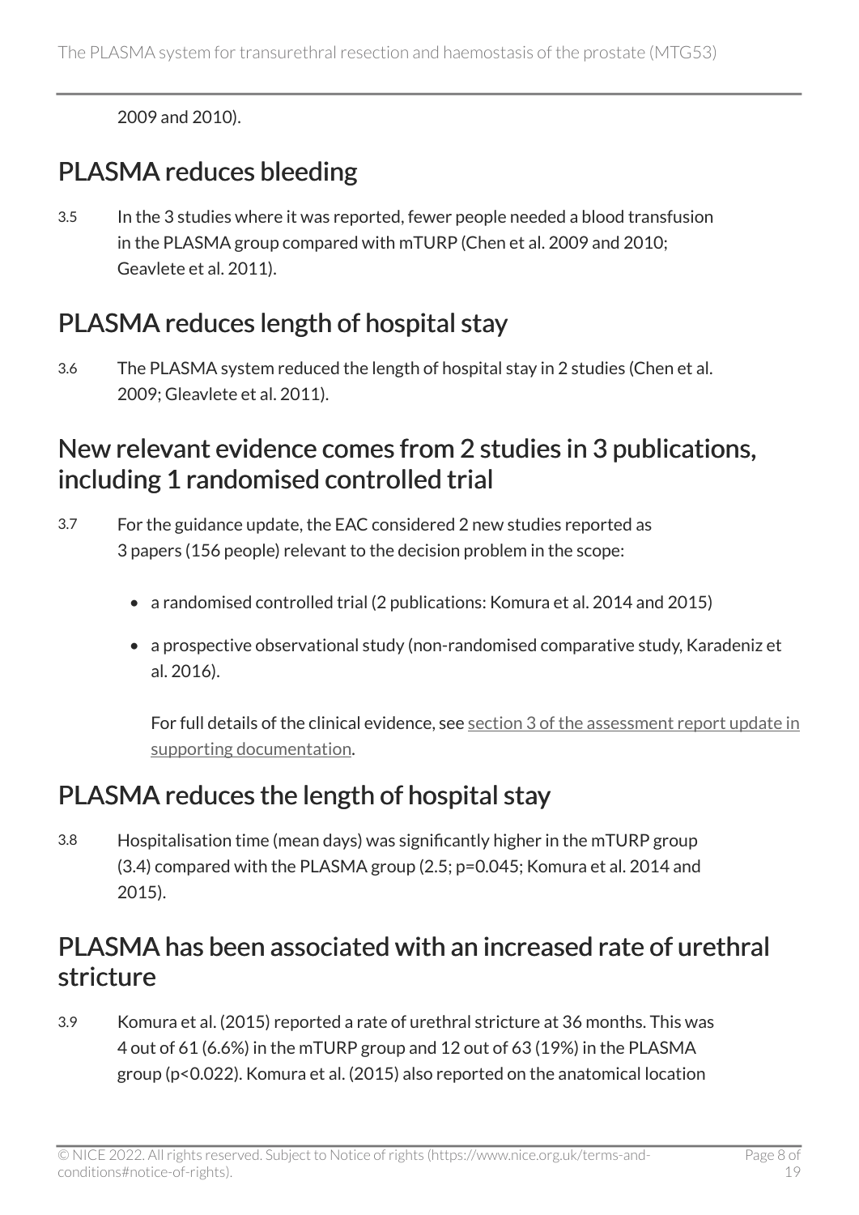2009 and 2010).

## PLASMA reduces bleeding

3.5 In the 3 studies where it was reported, fewer people needed a blood transfusion in the PLASMA group compared with mTURP (Chen et al. 2009 and 2010; Geavlete et al. 2011).

## PLASMA reduces length of hospital stay

3.6 The PLASMA system reduced the length of hospital stay in 2 studies (Chen et al. 2009; Gleavlete et al. 2011).

## New relevant evidence comes from 2 studies in 3 publications, including 1 randomised controlled trial

3.7 For the guidance update, the EAC considered 2 new studies reported as 3 papers (156 people) relevant to the decision problem in the scope:

- a randomised controlled trial (2 publications: Komura et al. 2014 and 2015)
- a prospective observational study (non-randomised comparative study, Karadeniz et al. 2016).

  For full details of the clinical evidence, see section 3 of the assessment report update in supporting documentation.

## PLASMA reduces the length of hospital stay

3.8 Hospitalisation time (mean days) was significantly higher in the mTURP group (3.4) compared with the PLASMA group (2.5; $p=0.045$; Komura et al. 2014 and 2015).

## PLASMA has been associated with an increased rate of urethral stricture

3.9 Komura et al. (2015) reported a rate of urethral stricture at 36 months. This was 4 out of 61 (6.6%) in the mTURP group and 12 out of 63 (19%) in the PLASMA group ($p<0.022$). Komura et al. (2015) also reported on the anatomical location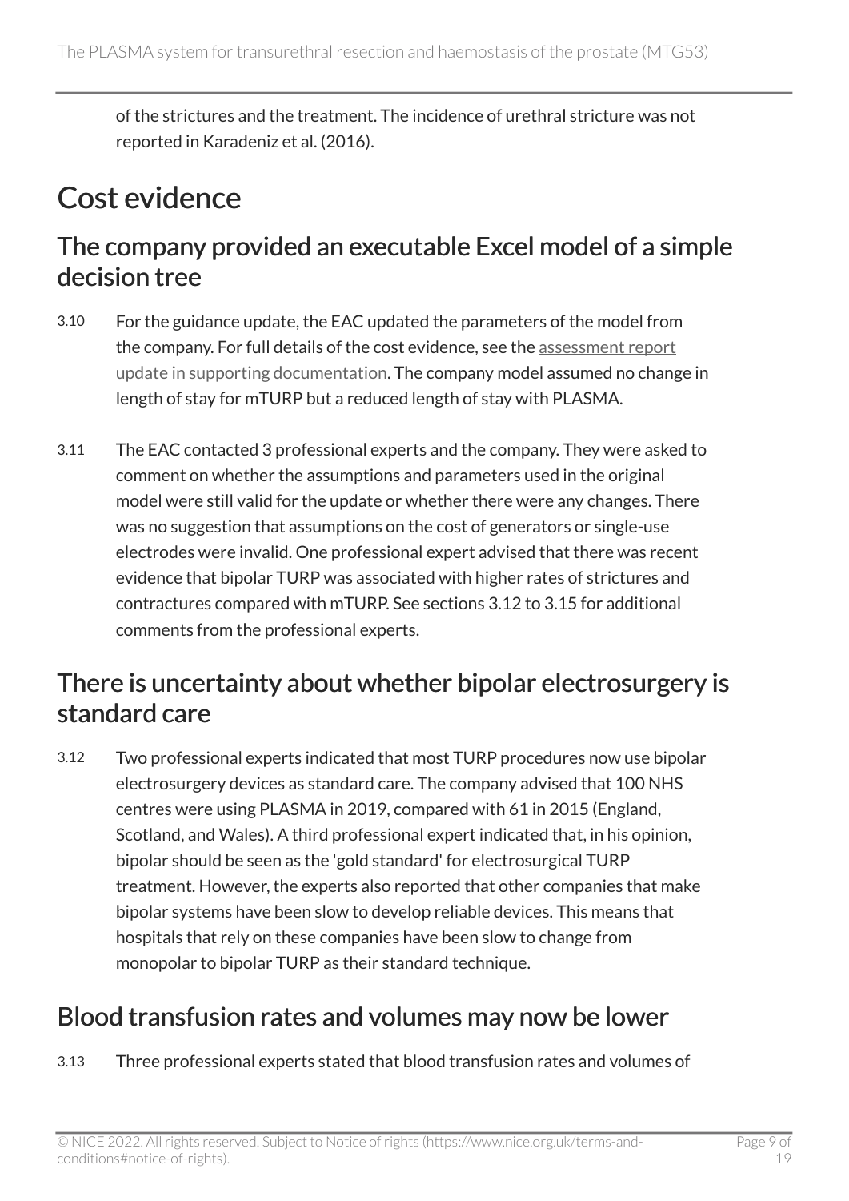of the strictures and the treatment. The incidence of urethral stricture was not reported in Karadeniz et al. (2016).

# Cost evidence

## The company provided an executable Excel model of a simple decision tree

3.10 For the guidance update, the EAC updated the parameters of the model from the company. For full details of the cost evidence, see the assessment report update in supporting documentation. The company model assumed no change in length of stay for mTURP but a reduced length of stay with PLASMA.

3.11 The EAC contacted 3 professional experts and the company. They were asked to comment on whether the assumptions and parameters used in the original model were still valid for the update or whether there were any changes. There was no suggestion that assumptions on the cost of generators or single-use electrodes were invalid. One professional expert advised that there was recent evidence that bipolar TURP was associated with higher rates of strictures and contractures compared with mTURP. See sections 3.12 to 3.15 for additional comments from the professional experts.

## There is uncertainty about whether bipolar electrosurgery is standard care

3.12 Two professional experts indicated that most TURP procedures now use bipolar electrosurgery devices as standard care. The company advised that 100 NHS centres were using PLASMA in 2019, compared with 61 in 2015 (England, Scotland, and Wales). A third professional expert indicated that, in his opinion, bipolar should be seen as the 'gold standard' for electrosurgical TURP treatment. However, the experts also reported that other companies that make bipolar systems have been slow to develop reliable devices. This means that hospitals that rely on these companies have been slow to change from monopolar to bipolar TURP as their standard technique.

## Blood transfusion rates and volumes may now be lower

3.13 Three professional experts stated that blood transfusion rates and volumes of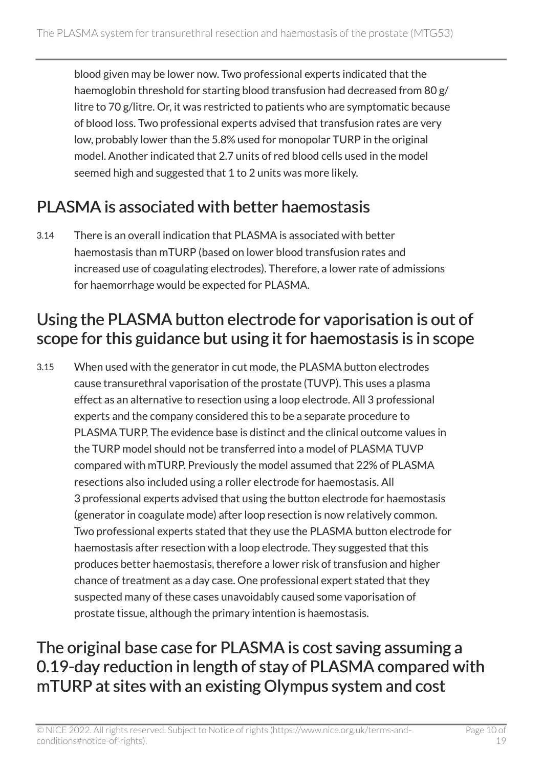blood given may be lower now. Two professional experts indicated that the haemoglobin threshold for starting blood transfusion had decreased from 80 g/litre to 70 g/litre. Or, it was restricted to patients who are symptomatic because of blood loss. Two professional experts advised that transfusion rates are very low, probably lower than the 5.8% used for monopolar TURP in the original model. Another indicated that 2.7 units of red blood cells used in the model seemed high and suggested that 1 to 2 units was more likely.

## PLASMA is associated with better haemostasis

3.14 There is an overall indication that PLASMA is associated with better haemostasis than mTURP (based on lower blood transfusion rates and increased use of coagulating electrodes). Therefore, a lower rate of admissions for haemorrhage would be expected for PLASMA.

## Using the PLASMA button electrode for vaporisation is out of scope for this guidance but using it for haemostasis is in scope

3.15 When used with the generator in cut mode, the PLASMA button electrodes cause transurethral vaporisation of the prostate (TUVP). This uses a plasma effect as an alternative to resection using a loop electrode. All 3 professional experts and the company considered this to be a separate procedure to PLASMA TURP. The evidence base is distinct and the clinical outcome values in the TURP model should not be transferred into a model of PLASMA TUVP compared with mTURP. Previously the model assumed that 22% of PLASMA resections also included using a roller electrode for haemostasis. All 3 professional experts advised that using the button electrode for haemostasis (generator in coagulate mode) after loop resection is now relatively common. Two professional experts stated that they use the PLASMA button electrode for haemostasis after resection with a loop electrode. They suggested that this produces better haemostasis, therefore a lower risk of transfusion and higher chance of treatment as a day case. One professional expert stated that they suspected many of these cases unavoidably caused some vaporisation of prostate tissue, although the primary intention is haemostasis.

## The original base case for PLASMA is cost saving assuming a 0.19-day reduction in length of stay of PLASMA compared with mTURP at sites with an existing Olympus system and cost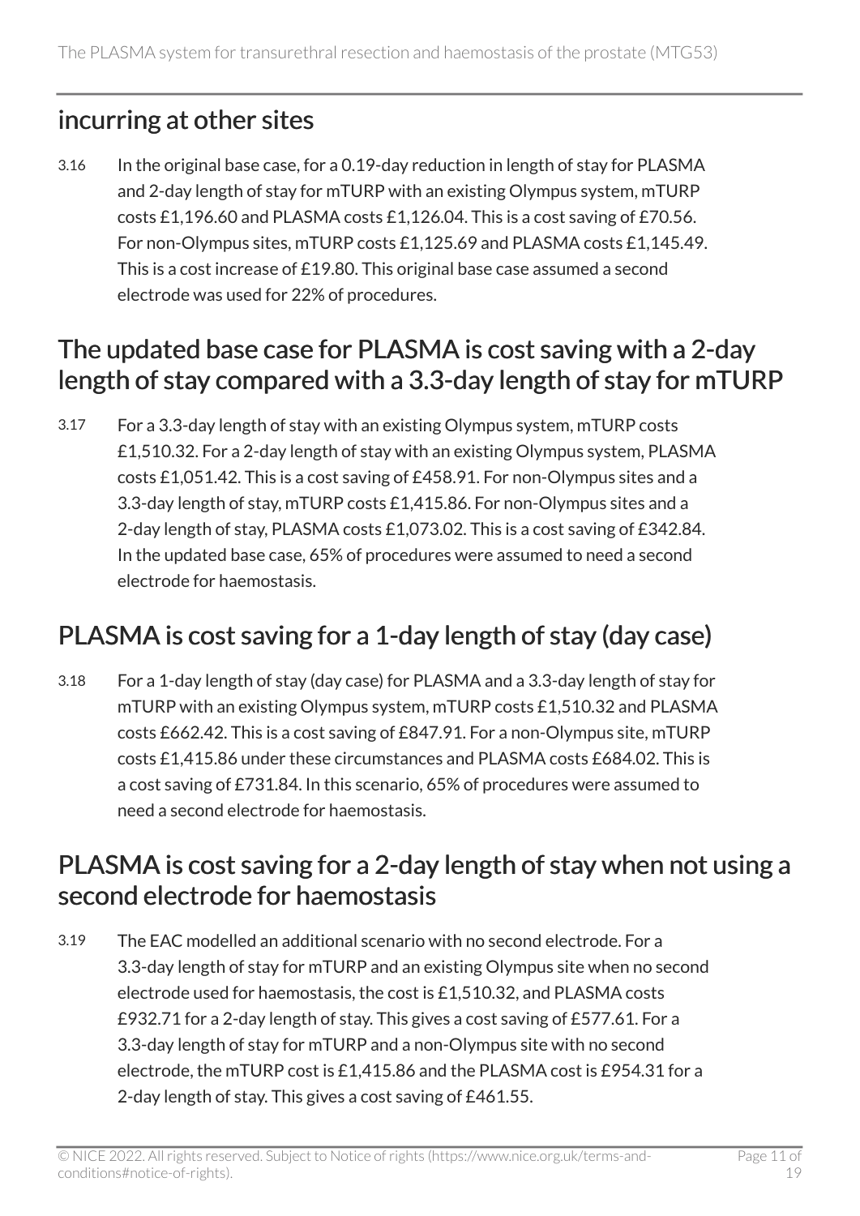## incurring at other sites

3.16 In the original base case, for a 0.19-day reduction in length of stay for PLASMA and 2-day length of stay for mTURP with an existing Olympus system, mTURP costs £1,196.60 and PLASMA costs £1,126.04. This is a cost saving of £70.56. For non-Olympus sites, mTURP costs £1,125.69 and PLASMA costs £1,145.49. This is a cost increase of £19.80. This original base case assumed a second electrode was used for 22% of procedures.

## The updated base case for PLASMA is cost saving with a 2-day length of stay compared with a 3.3-day length of stay for mTURP

3.17 For a 3.3-day length of stay with an existing Olympus system, mTURP costs £1,510.32. For a 2-day length of stay with an existing Olympus system, PLASMA costs £1,051.42. This is a cost saving of £458.91. For non-Olympus sites and a 3.3-day length of stay, mTURP costs £1,415.86. For non-Olympus sites and a 2-day length of stay, PLASMA costs £1,073.02. This is a cost saving of £342.84. In the updated base case, 65% of procedures were assumed to need a second electrode for haemostasis.

## PLASMA is cost saving for a 1-day length of stay (day case)

3.18 For a 1-day length of stay (day case) for PLASMA and a 3.3-day length of stay for mTURP with an existing Olympus system, mTURP costs £1,510.32 and PLASMA costs £662.42. This is a cost saving of £847.91. For a non-Olympus site, mTURP costs £1,415.86 under these circumstances and PLASMA costs £684.02. This is a cost saving of £731.84. In this scenario, 65% of procedures were assumed to need a second electrode for haemostasis.

## PLASMA is cost saving for a 2-day length of stay when not using a second electrode for haemostasis

3.19 The EAC modelled an additional scenario with no second electrode. For a 3.3-day length of stay for mTURP and an existing Olympus site when no second electrode used for haemostasis, the cost is £1,510.32, and PLASMA costs £932.71 for a 2-day length of stay. This gives a cost saving of £577.61. For a 3.3-day length of stay for mTURP and a non-Olympus site with no second electrode, the mTURP cost is £1,415.86 and the PLASMA cost is £954.31 for a 2-day length of stay. This gives a cost saving of £461.55.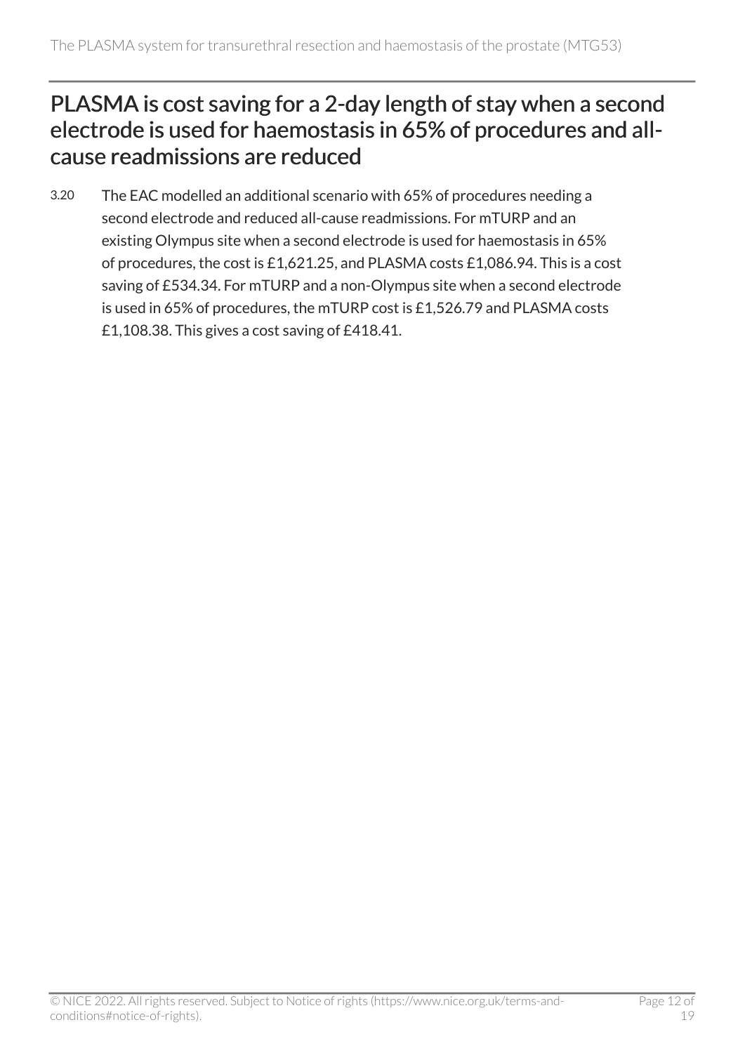## PLASMA is cost saving for a 2-day length of stay when a second electrode is used for haemostasis in 65% of procedures and all-cause readmissions are reduced

3.20 The EAC modelled an additional scenario with 65% of procedures needing a second electrode and reduced all-cause readmissions. For mTURP and an existing Olympus site when a second electrode is used for haemostasis in 65% of procedures, the cost is £1,621.25, and PLASMA costs £1,086.94. This is a cost saving of £534.34. For mTURP and a non-Olympus site when a second electrode is used in 65% of procedures, the mTURP cost is £1,526.79 and PLASMA costs £1,108.38. This gives a cost saving of £418.41.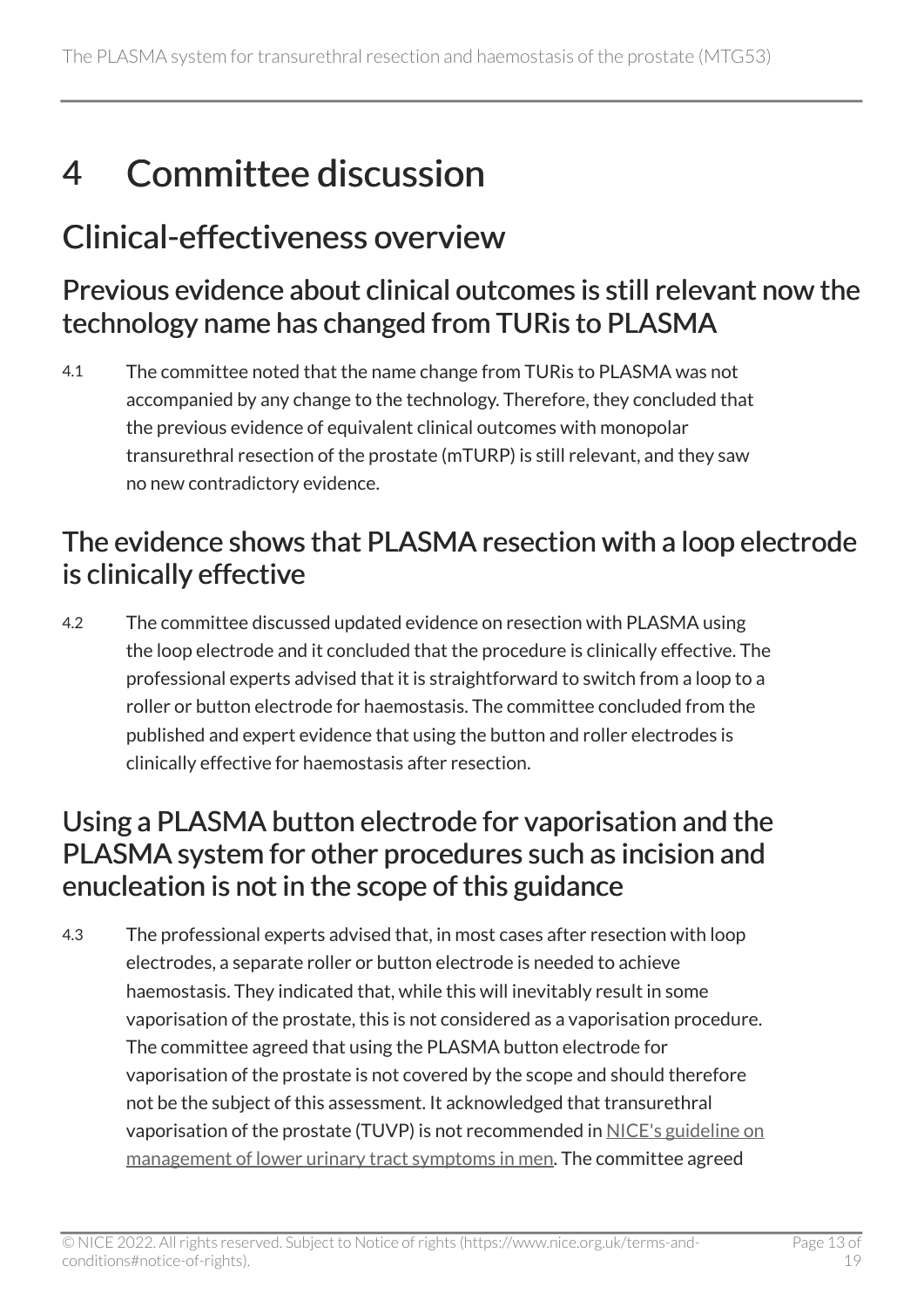# 4 Committee discussion

## Clinical-effectiveness overview

### Previous evidence about clinical outcomes is still relevant now the technology name has changed from TURis to PLASMA

4.1 The committee noted that the name change from TURis to PLASMA was not accompanied by any change to the technology. Therefore, they concluded that the previous evidence of equivalent clinical outcomes with monopolar transurethral resection of the prostate (mTURP) is still relevant, and they saw no new contradictory evidence.

### The evidence shows that PLASMA resection with a loop electrode is clinically effective

4.2 The committee discussed updated evidence on resection with PLASMA using the loop electrode and it concluded that the procedure is clinically effective. The professional experts advised that it is straightforward to switch from a loop to a roller or button electrode for haemostasis. The committee concluded from the published and expert evidence that using the button and roller electrodes is clinically effective for haemostasis after resection.

### Using a PLASMA button electrode for vaporisation and the PLASMA system for other procedures such as incision and enucleation is not in the scope of this guidance

4.3 The professional experts advised that, in most cases after resection with loop electrodes, a separate roller or button electrode is needed to achieve haemostasis. They indicated that, while this will inevitably result in some vaporisation of the prostate, this is not considered as a vaporisation procedure. The committee agreed that using the PLASMA button electrode for vaporisation of the prostate is not covered by the scope and should therefore not be the subject of this assessment. It acknowledged that transurethral vaporisation of the prostate (TUVP) is not recommended in NICE's guideline on management of lower urinary tract symptoms in men. The committee agreed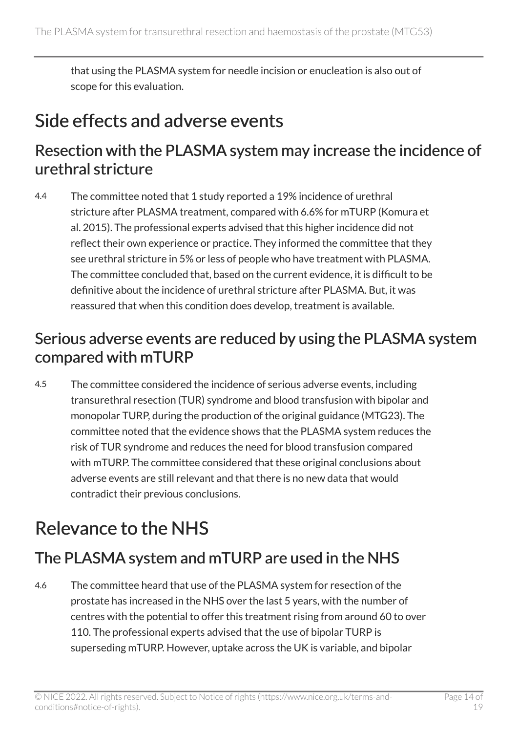that using the PLASMA system for needle incision or enucleation is also out of scope for this evaluation.

## Side effects and adverse events

### Resection with the PLASMA system may increase the incidence of urethral stricture

4.4 The committee noted that 1 study reported a 19% incidence of urethral stricture after PLASMA treatment, compared with 6.6% for mTURP (Komura et al. 2015). The professional experts advised that this higher incidence did not reflect their own experience or practice. They informed the committee that they see urethral stricture in 5% or less of people who have treatment with PLASMA. The committee concluded that, based on the current evidence, it is difficult to be definitive about the incidence of urethral stricture after PLASMA. But, it was reassured that when this condition does develop, treatment is available.

### Serious adverse events are reduced by using the PLASMA system compared with mTURP

4.5 The committee considered the incidence of serious adverse events, including transurethral resection (TUR) syndrome and blood transfusion with bipolar and monopolar TURP, during the production of the original guidance (MTG23). The committee noted that the evidence shows that the PLASMA system reduces the risk of TUR syndrome and reduces the need for blood transfusion compared with mTURP. The committee considered that these original conclusions about adverse events are still relevant and that there is no new data that would contradict their previous conclusions.

## Relevance to the NHS

### The PLASMA system and mTURP are used in the NHS

4.6 The committee heard that use of the PLASMA system for resection of the prostate has increased in the NHS over the last 5 years, with the number of centres with the potential to offer this treatment rising from around 60 to over 110. The professional experts advised that the use of bipolar TURP is superseding mTURP. However, uptake across the UK is variable, and bipolar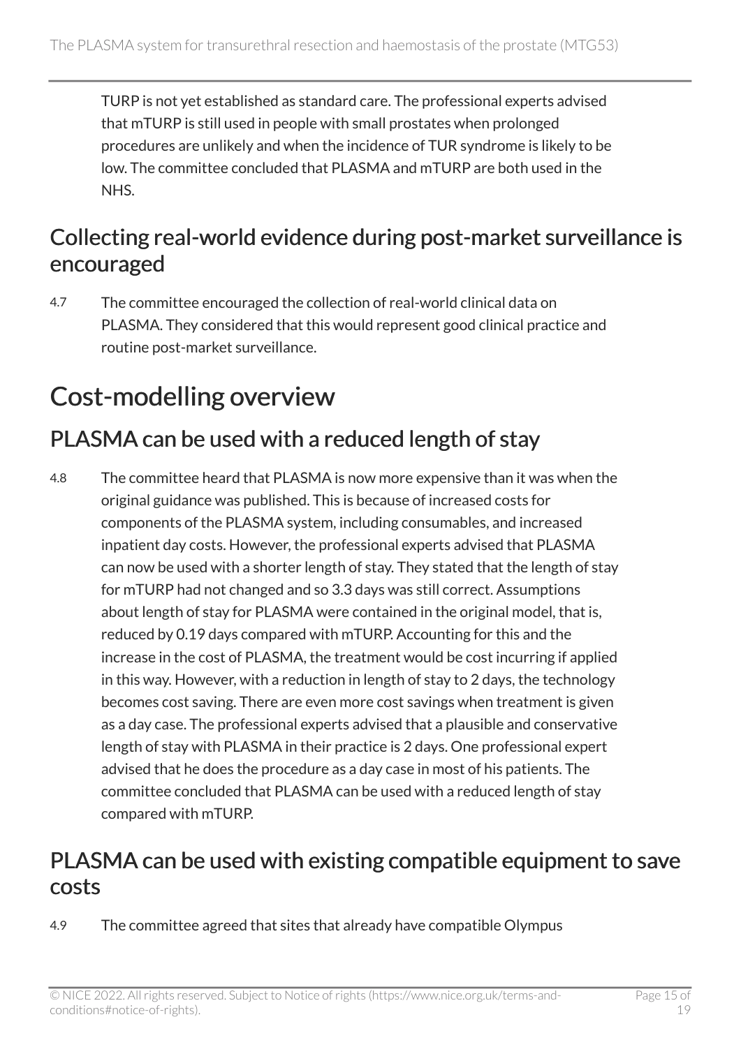TURP is not yet established as standard care. The professional experts advised that mTURP is still used in people with small prostates when prolonged procedures are unlikely and when the incidence of TUR syndrome is likely to be low. The committee concluded that PLASMA and mTURP are both used in the NHS.

## Collecting real-world evidence during post-market surveillance is encouraged

4.7 The committee encouraged the collection of real-world clinical data on PLASMA. They considered that this would represent good clinical practice and routine post-market surveillance.

# Cost-modelling overview

## PLASMA can be used with a reduced length of stay

4.8 The committee heard that PLASMA is now more expensive than it was when the original guidance was published. This is because of increased costs for components of the PLASMA system, including consumables, and increased inpatient day costs. However, the professional experts advised that PLASMA can now be used with a shorter length of stay. They stated that the length of stay for mTURP had not changed and so 3.3 days was still correct. Assumptions about length of stay for PLASMA were contained in the original model, that is, reduced by 0.19 days compared with mTURP. Accounting for this and the increase in the cost of PLASMA, the treatment would be cost incurring if applied in this way. However, with a reduction in length of stay to 2 days, the technology becomes cost saving. There are even more cost savings when treatment is given as a day case. The professional experts advised that a plausible and conservative length of stay with PLASMA in their practice is 2 days. One professional expert advised that he does the procedure as a day case in most of his patients. The committee concluded that PLASMA can be used with a reduced length of stay compared with mTURP.

## PLASMA can be used with existing compatible equipment to save costs

4.9 The committee agreed that sites that already have compatible Olympus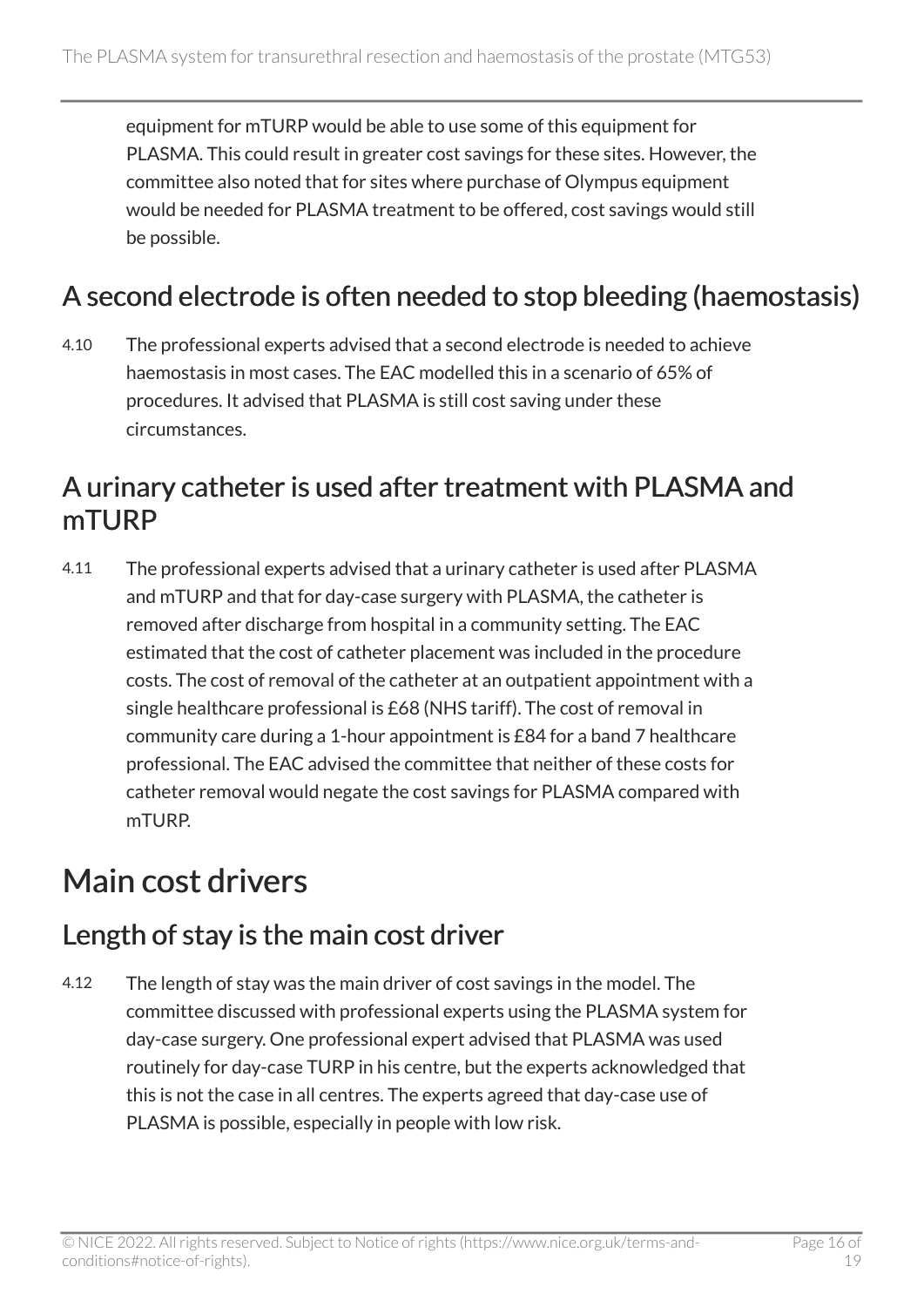equipment for mTURP would be able to use some of this equipment for PLASMA. This could result in greater cost savings for these sites. However, the committee also noted that for sites where purchase of Olympus equipment would be needed for PLASMA treatment to be offered, cost savings would still be possible.

## A second electrode is often needed to stop bleeding (haemostasis)

4.10 The professional experts advised that a second electrode is needed to achieve haemostasis in most cases. The EAC modelled this in a scenario of 65% of procedures. It advised that PLASMA is still cost saving under these circumstances.

## A urinary catheter is used after treatment with PLASMA and mTURP

4.11 The professional experts advised that a urinary catheter is used after PLASMA and mTURP and that for day-case surgery with PLASMA, the catheter is removed after discharge from hospital in a community setting. The EAC estimated that the cost of catheter placement was included in the procedure costs. The cost of removal of the catheter at an outpatient appointment with a single healthcare professional is £68 (NHS tariff). The cost of removal in community care during a 1-hour appointment is £84 for a band 7 healthcare professional. The EAC advised the committee that neither of these costs for catheter removal would negate the cost savings for PLASMA compared with mTURP.

# Main cost drivers

## Length of stay is the main cost driver

4.12 The length of stay was the main driver of cost savings in the model. The committee discussed with professional experts using the PLASMA system for day-case surgery. One professional expert advised that PLASMA was used routinely for day-case TURP in his centre, but the experts acknowledged that this is not the case in all centres. The experts agreed that day-case use of PLASMA is possible, especially in people with low risk.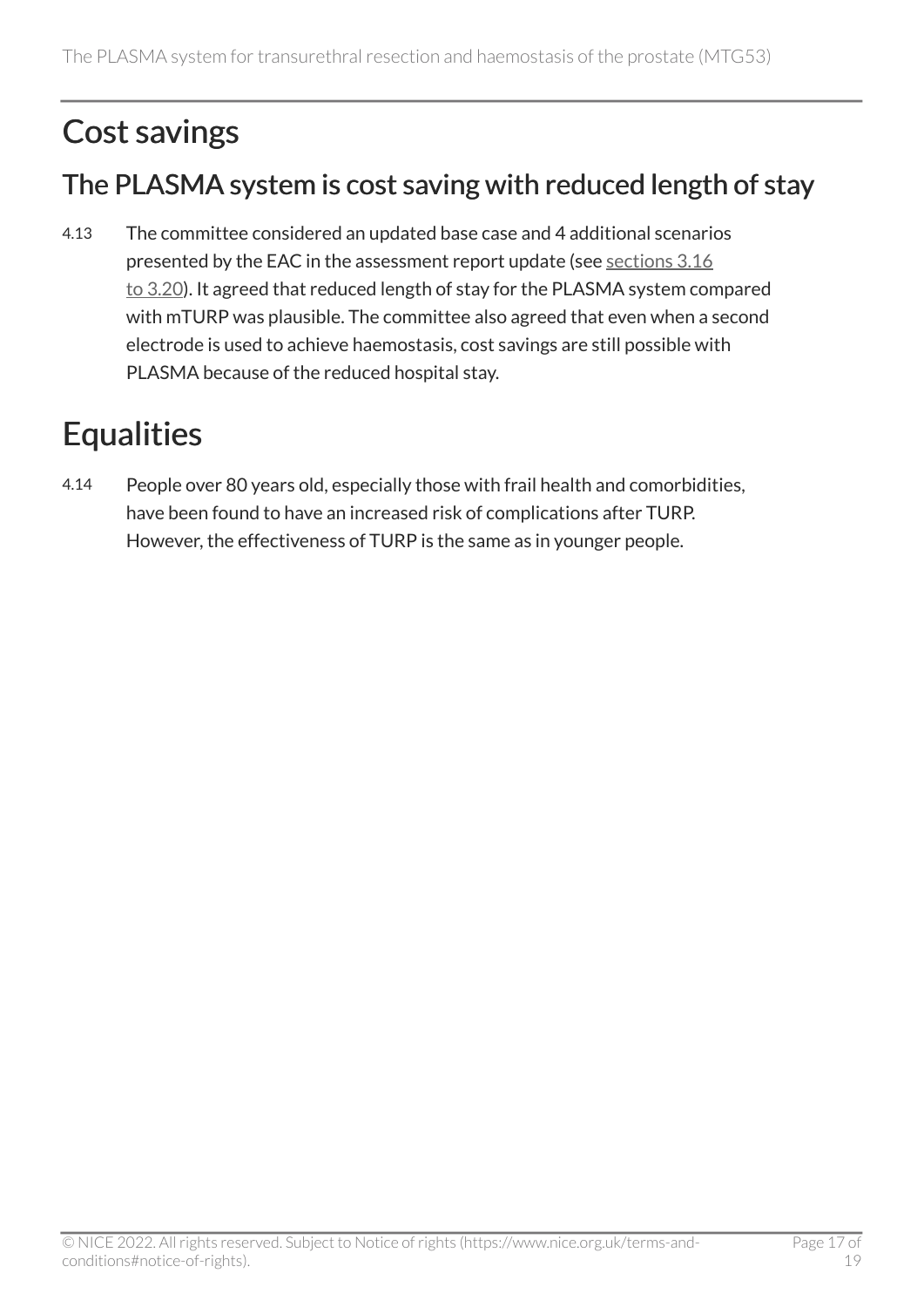## Cost savings

### The PLASMA system is cost saving with reduced length of stay

4.13 The committee considered an updated base case and 4 additional scenarios presented by the EAC in the assessment report update (see sections 3.16 to 3.20). It agreed that reduced length of stay for the PLASMA system compared with mTURP was plausible. The committee also agreed that even when a second electrode is used to achieve haemostasis, cost savings are still possible with PLASMA because of the reduced hospital stay.

## Equalities

4.14 People over 80 years old, especially those with frail health and comorbidities, have been found to have an increased risk of complications after TURP. However, the effectiveness of TURP is the same as in younger people.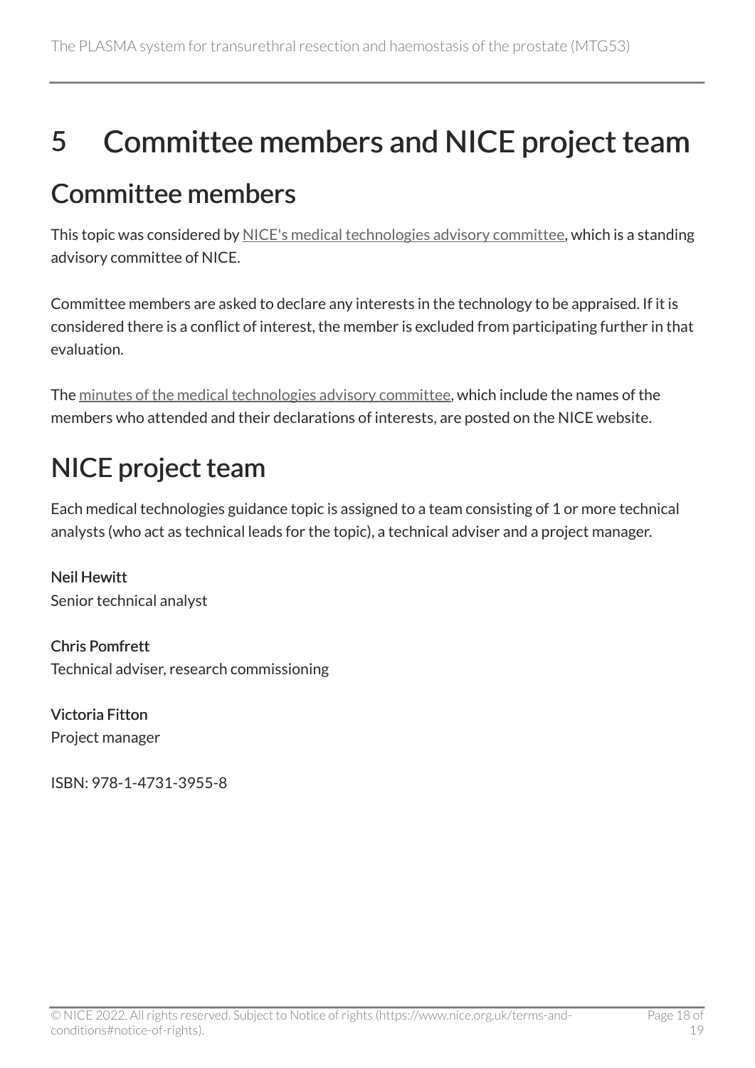# 5 Committee members and NICE project team

## Committee members

This topic was considered by NICE's medical technologies advisory committee, which is a standing advisory committee of NICE.

Committee members are asked to declare any interests in the technology to be appraised. If it is considered there is a conflict of interest, the member is excluded from participating further in that evaluation.

The minutes of the medical technologies advisory committee, which include the names of the members who attended and their declarations of interests, are posted on the NICE website.

## NICE project team

Each medical technologies guidance topic is assigned to a team consisting of 1 or more technical analysts (who act as technical leads for the topic), a technical adviser and a project manager.

**Neil Hewitt**
Senior technical analyst

**Chris Pomfrett**
Technical adviser, research commissioning

**Victoria Fitton**
Project manager

ISBN: 978-1-4731-3955-8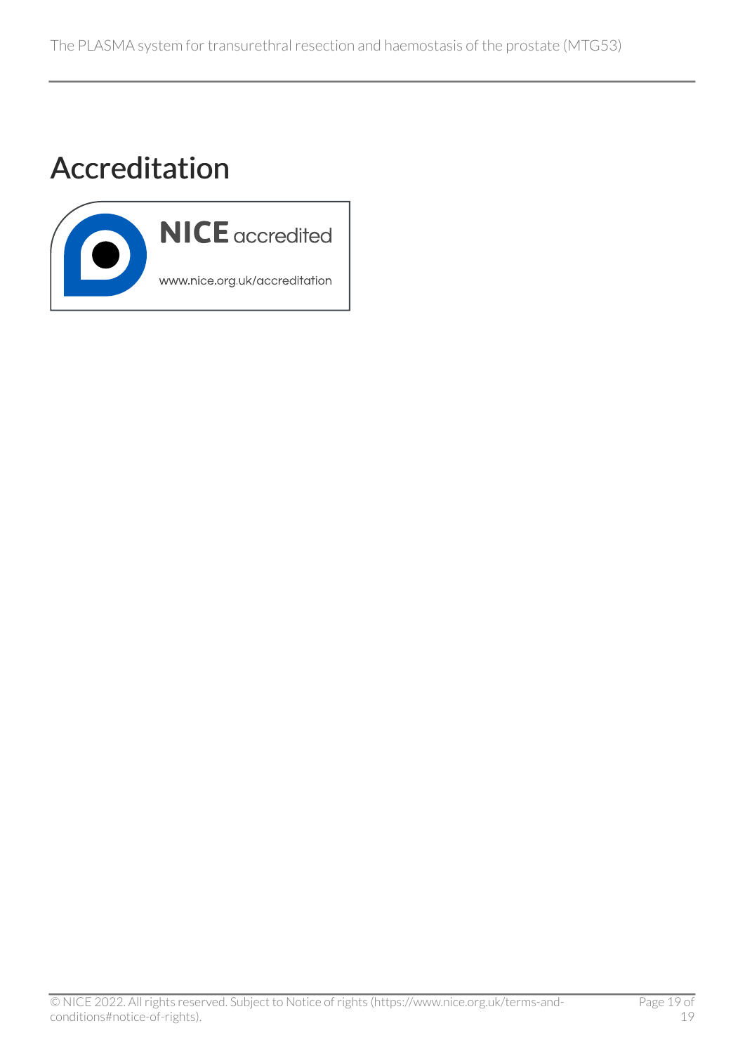# Accreditation

NICE accredited

www.nice.org.uk/accreditation